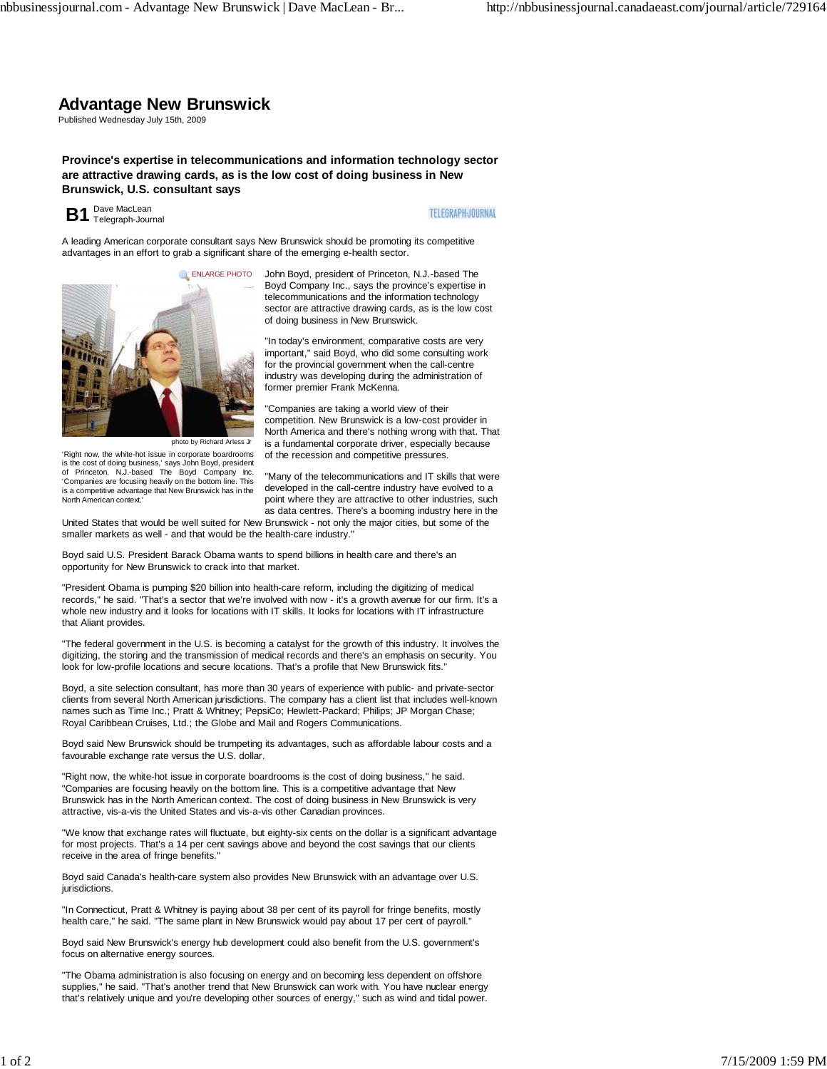# Advantage New Brunswick

Published Wednesday July 15th, 2009

**Province's expertise in telecommunications and information technology sector are attractive drawing cards, as is the low cost of doing business in New Brunswick, U.S. consultant says**

**B1** Dave MacLean
Telegraph-Journal

A leading American corporate consultant says New Brunswick should be promoting its competitive advantages in an effort to grab a significant share of the emerging e-health sector.

ENLARGE PHOTO

photo by Richard Arless Jr

'Right now, the white-hot issue in corporate boardrooms is the cost of doing business,' says John Boyd, president of Princeton, N.J.-based The Boyd Company Inc. 'Companies are focusing heavily on the bottom line. This is a competitive advantage that New Brunswick has in the North American context.'

John Boyd, president of Princeton, N.J.-based The Boyd Company Inc., says the province's expertise in telecommunications and the information technology sector are attractive drawing cards, as is the low cost of doing business in New Brunswick.

"In today's environment, comparative costs are very important," said Boyd, who did some consulting work for the provincial government when the call-centre industry was developing during the administration of former premier Frank McKenna.

"Companies are taking a world view of their competition. New Brunswick is a low-cost provider in North America and there's nothing wrong with that. That is a fundamental corporate driver, especially because of the recession and competitive pressures.

"Many of the telecommunications and IT skills that were developed in the call-centre industry have evolved to a point where they are attractive to other industries, such as data centres. There's a booming industry here in the United States that would be well suited for New Brunswick - not only the major cities, but some of the smaller markets as well - and that would be the health-care industry."

Boyd said U.S. President Barack Obama wants to spend billions in health care and there's an opportunity for New Brunswick to crack into that market.

"President Obama is pumping $20 billion into health-care reform, including the digitizing of medical records," he said. "That's a sector that we're involved with now - it's a growth avenue for our firm. It's a whole new industry and it looks for locations with IT skills. It looks for locations with IT infrastructure that Aliant provides.

"The federal government in the U.S. is becoming a catalyst for the growth of this industry. It involves the digitizing, the storing and the transmission of medical records and there's an emphasis on security. You look for low-profile locations and secure locations. That's a profile that New Brunswick fits."

Boyd, a site selection consultant, has more than 30 years of experience with public- and private-sector clients from several North American jurisdictions. The company has a client list that includes well-known names such as Time Inc.; Pratt & Whitney; PepsiCo; Hewlett-Packard; Philips; JP Morgan Chase; Royal Caribbean Cruises, Ltd.; the Globe and Mail and Rogers Communications.

Boyd said New Brunswick should be trumpeting its advantages, such as affordable labour costs and a favourable exchange rate versus the U.S. dollar.

"Right now, the white-hot issue in corporate boardrooms is the cost of doing business," he said. "Companies are focusing heavily on the bottom line. This is a competitive advantage that New Brunswick has in the North American context. The cost of doing business in New Brunswick is very attractive, vis-a-vis the United States and vis-a-vis other Canadian provinces.

"We know that exchange rates will fluctuate, but eighty-six cents on the dollar is a significant advantage for most projects. That's a 14 per cent savings above and beyond the cost savings that our clients receive in the area of fringe benefits."

Boyd said Canada's health-care system also provides New Brunswick with an advantage over U.S. jurisdictions.

"In Connecticut, Pratt & Whitney is paying about 38 per cent of its payroll for fringe benefits, mostly health care," he said. "The same plant in New Brunswick would pay about 17 per cent of payroll."

Boyd said New Brunswick's energy hub development could also benefit from the U.S. government's focus on alternative energy sources.

"The Obama administration is also focusing on energy and on becoming less dependent on offshore supplies," he said. "That's another trend that New Brunswick can work with. You have nuclear energy that's relatively unique and you're developing other sources of energy," such as wind and tidal power.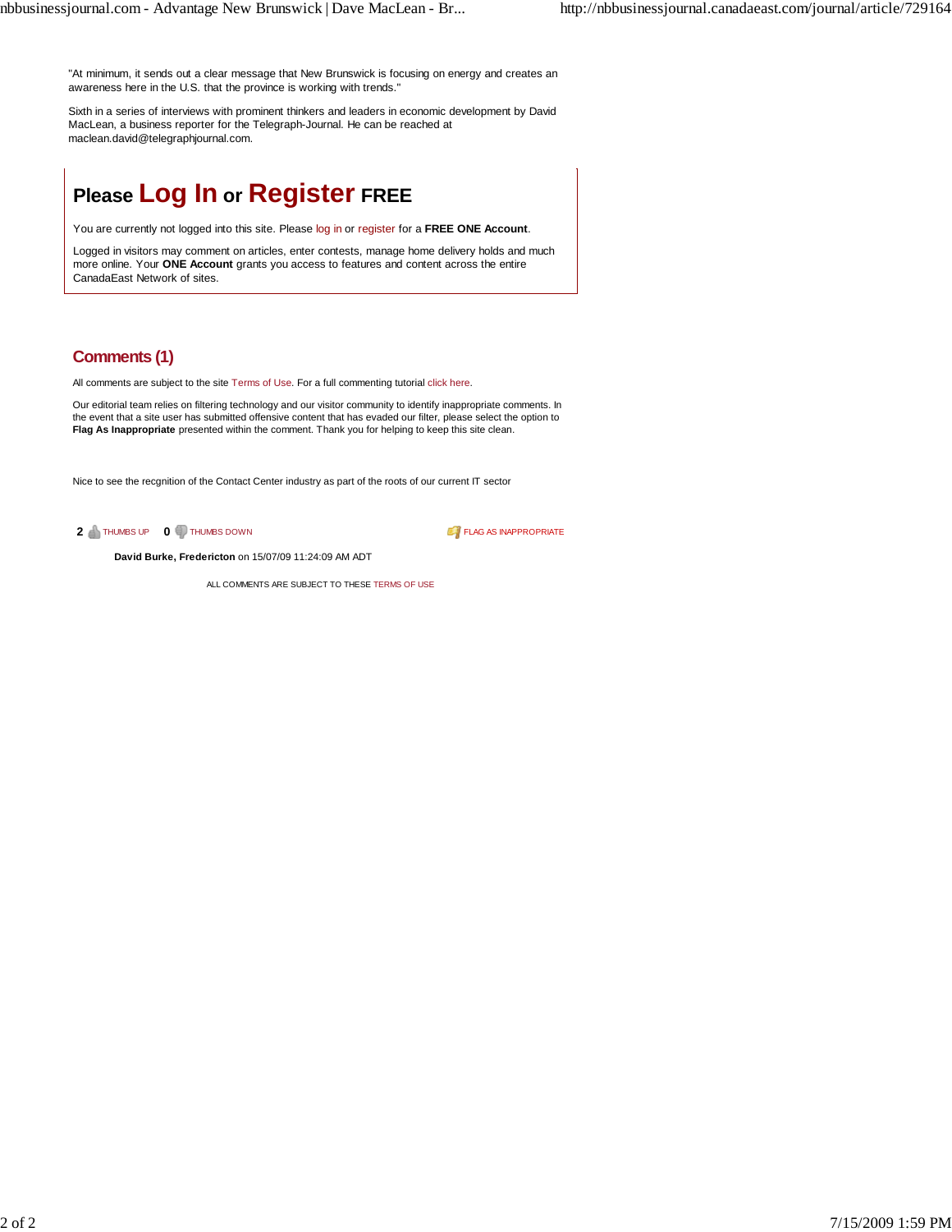"At minimum, it sends out a clear message that New Brunswick is focusing on energy and creates an awareness here in the U.S. that the province is working with trends."

Sixth in a series of interviews with prominent thinkers and leaders in economic development by David MacLean, a business reporter for the Telegraph-Journal. He can be reached at maclean.david@telegraphjournal.com.

# Please Log In or Register FREE

You are currently not logged into this site. Please log in or register for a **FREE ONE Account**.

Logged in visitors may comment on articles, enter contests, manage home delivery holds and much more online. Your **ONE Account** grants you access to features and content across the entire CanadaEast Network of sites.

## Comments (1)

All comments are subject to the site Terms of Use. For a full commenting tutorial click here.

Our editorial team relies on filtering technology and our visitor community to identify inappropriate comments. In the event that a site user has submitted offensive content that has evaded our filter, please select the option to **Flag As Inappropriate** presented within the comment. Thank you for helping to keep this site clean.

Nice to see the recgnition of the Contact Center industry as part of the roots of our current IT sector

**2** THUMBS UP **0** THUMBS DOWN FLAG AS INAPPROPRIATE

**David Burke, Fredericton** on 15/07/09 11:24:09 AM ADT

ALL COMMENTS ARE SUBJECT TO THESE TERMS OF USE